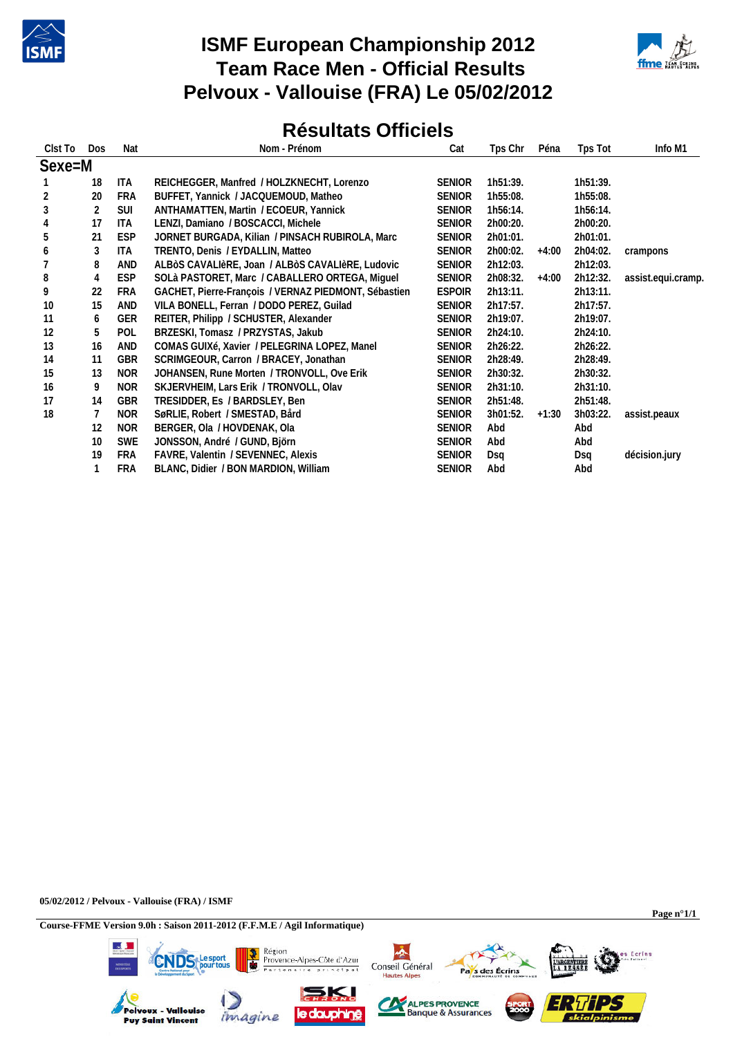# ISMF European Championship 2012
# Team Race Men - Official Results
# Pelvoux - Vallouise (FRA) Le 05/02/2012

## Résultats Officiels

| Clst To | Dos | Nat | Nom - Prénom | Cat | Tps Chr | Péna | Tps Tot | Info M1 |
|---|---|---|---|---|---|---|---|---|
| **Sexe=M** | | | | | | | | |
| 1 | 18 | ITA | REICHEGGER, Manfred / HOLZKNECHT, Lorenzo | SENIOR | 1h51:39. | | 1h51:39. | |
| 2 | 20 | FRA | BUFFET, Yannick / JACQUEMOUD, Matheo | SENIOR | 1h55:08. | | 1h55:08. | |
| 3 | 2 | SUI | ANTHAMATTEN, Martin / ECOEUR, Yannick | SENIOR | 1h56:14. | | 1h56:14. | |
| 4 | 17 | ITA | LENZI, Damiano / BOSCACCI, Michele | SENIOR | 2h00:20. | | 2h00:20. | |
| 5 | 21 | ESP | JORNET BURGADA, Kilian / PINSACH RUBIROLA, Marc | SENIOR | 2h01:01. | | 2h01:01. | |
| 6 | 3 | ITA | TRENTO, Denis / EYDALLIN, Matteo | SENIOR | 2h00:02. | +4:00 | 2h04:02. | crampons |
| 7 | 8 | AND | ALBòS CAVALIèRE, Joan / ALBòS CAVALIèRE, Ludovic | SENIOR | 2h12:03. | | 2h12:03. | |
| 8 | 4 | ESP | SOLà PASTORET, Marc / CABALLERO ORTEGA, Miguel | SENIOR | 2h08:32. | +4:00 | 2h12:32. | assist.equi.cramp. |
| 9 | 22 | FRA | GACHET, Pierre-François / VERNAZ PIEDMONT, Sébastien | ESPOIR | 2h13:11. | | 2h13:11. | |
| 10 | 15 | AND | VILA BONELL, Ferran / DODO PEREZ, Guilad | SENIOR | 2h17:57. | | 2h17:57. | |
| 11 | 6 | GER | REITER, Philipp / SCHUSTER, Alexander | SENIOR | 2h19:07. | | 2h19:07. | |
| 12 | 5 | POL | BRZESKI, Tomasz / PRZYSTAS, Jakub | SENIOR | 2h24:10. | | 2h24:10. | |
| 13 | 16 | AND | COMAS GUIXé, Xavier / PELEGRINA LOPEZ, Manel | SENIOR | 2h26:22. | | 2h26:22. | |
| 14 | 11 | GBR | SCRIMGEOUR, Carron / BRACEY, Jonathan | SENIOR | 2h28:49. | | 2h28:49. | |
| 15 | 13 | NOR | JOHANSEN, Rune Morten / TRONVOLL, Ove Erik | SENIOR | 2h30:32. | | 2h30:32. | |
| 16 | 9 | NOR | SKJERVHEIM, Lars Erik / TRONVOLL, Olav | SENIOR | 2h31:10. | | 2h31:10. | |
| 17 | 14 | GBR | TRESIDDER, Es / BARDSLEY, Ben | SENIOR | 2h51:48. | | 2h51:48. | |
| 18 | 7 | NOR | SøRLIE, Robert / SMESTAD, Bård | SENIOR | 3h01:52. | +1:30 | 3h03:22. | assist.peaux |
| | 12 | NOR | BERGER, Ola / HOVDENAK, Ola | SENIOR | Abd | | Abd | |
| | 10 | SWE | JONSSON, André / GUND, Björn | SENIOR | Abd | | Abd | |
| | 19 | FRA | FAVRE, Valentin / SEVENNEC, Alexis | SENIOR | Dsq | | Dsq | décision.jury |
| | 1 | FRA | BLANC, Didier / BON MARDION, William | SENIOR | Abd | | Abd | |

**05/02/2012 / Pelvoux - Vallouise (FRA) / ISMF**

**Course-FFME Version 9.0h : Saison 2011-2012 (F.F.M.E / Agil Informatique)**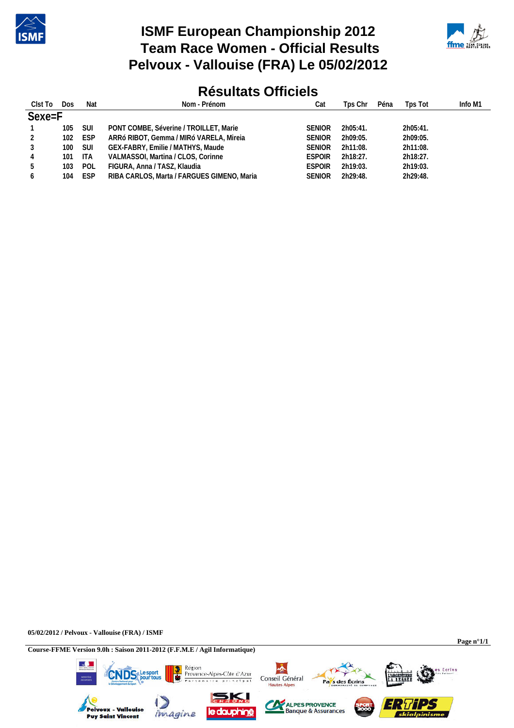# ISMF European Championship 2012
# Team Race Women - Official Results
# Pelvoux - Vallouise (FRA) Le 05/02/2012

## Résultats Officiels

| Clst To | Dos | Nat | Nom - Prénom | Cat | Tps Chr | Péna | Tps Tot | Info M1 |
|---|---|---|---|---|---|---|---|---|
| **Sexe=F** | | | | | | | | |
| 1 | 105 | SUI | PONT COMBE, Séverine / TROILLET, Marie | SENIOR | 2h05:41. | | 2h05:41. | |
| 2 | 102 | ESP | ARRó RIBOT, Gemma / MIRó VARELA, Mireia | SENIOR | 2h09:05. | | 2h09:05. | |
| 3 | 100 | SUI | GEX-FABRY, Emilie / MATHYS, Maude | SENIOR | 2h11:08. | | 2h11:08. | |
| 4 | 101 | ITA | VALMASSOI, Martina / CLOS, Corinne | ESPOIR | 2h18:27. | | 2h18:27. | |
| 5 | 103 | POL | FIGURA, Anna / TASZ, Klaudia | ESPOIR | 2h19:03. | | 2h19:03. | |
| 6 | 104 | ESP | RIBA CARLOS, Marta / FARGUES GIMENO, Maria | SENIOR | 2h29:48. | | 2h29:48. | |

**05/02/2012 / Pelvoux - Vallouise (FRA) / ISMF**

**Course-FFME Version 9.0h : Saison 2011-2012 (F.F.M.E / Agil Informatique)**